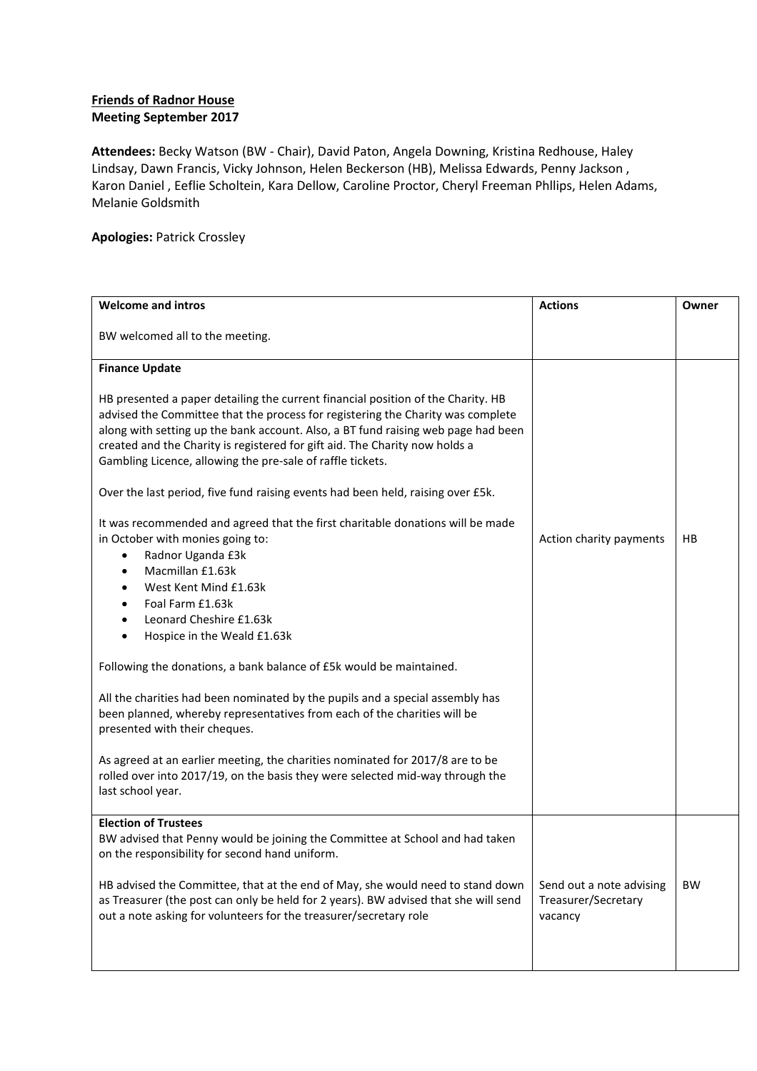**Friends of Radnor House**
**Meeting September 2017**

**Attendees:** Becky Watson (BW - Chair), David Paton, Angela Downing, Kristina Redhouse, Haley Lindsay, Dawn Francis, Vicky Johnson, Helen Beckerson (HB), Melissa Edwards, Penny Jackson , Karon Daniel , Eeflie Scholtein, Kara Dellow, Caroline Proctor, Cheryl Freeman Phllips, Helen Adams, Melanie Goldsmith

**Apologies:** Patrick Crossley

| **Welcome and intros** | **Actions** | **Owner** |
|---|---|---|
| BW welcomed all to the meeting. | | |
| **Finance Update**<br><br>HB presented a paper detailing the current financial position of the Charity. HB advised the Committee that the process for registering the Charity was complete along with setting up the bank account. Also, a BT fund raising web page had been created and the Charity is registered for gift aid. The Charity now holds a Gambling Licence, allowing the pre-sale of raffle tickets.<br><br>Over the last period, five fund raising events had been held, raising over £5k.<br><br>It was recommended and agreed that the first charitable donations will be made in October with monies going to:<br>• Radnor Uganda £3k<br>• Macmillan £1.63k<br>• West Kent Mind £1.63k<br>• Foal Farm £1.63k<br>• Leonard Cheshire £1.63k<br>• Hospice in the Weald £1.63k<br><br>Following the donations, a bank balance of £5k would be maintained.<br><br>All the charities had been nominated by the pupils and a special assembly has been planned, whereby representatives from each of the charities will be presented with their cheques.<br><br>As agreed at an earlier meeting, the charities nominated for 2017/8 are to be rolled over into 2017/19, on the basis they were selected mid-way through the last school year. | Action charity payments | HB |
| **Election of Trustees**<br>BW advised that Penny would be joining the Committee at School and had taken on the responsibility for second hand uniform.<br><br>HB advised the Committee, that at the end of May, she would need to stand down as Treasurer (the post can only be held for 2 years). BW advised that she will send out a note asking for volunteers for the treasurer/secretary role | Send out a note advising Treasurer/Secretary vacancy | BW |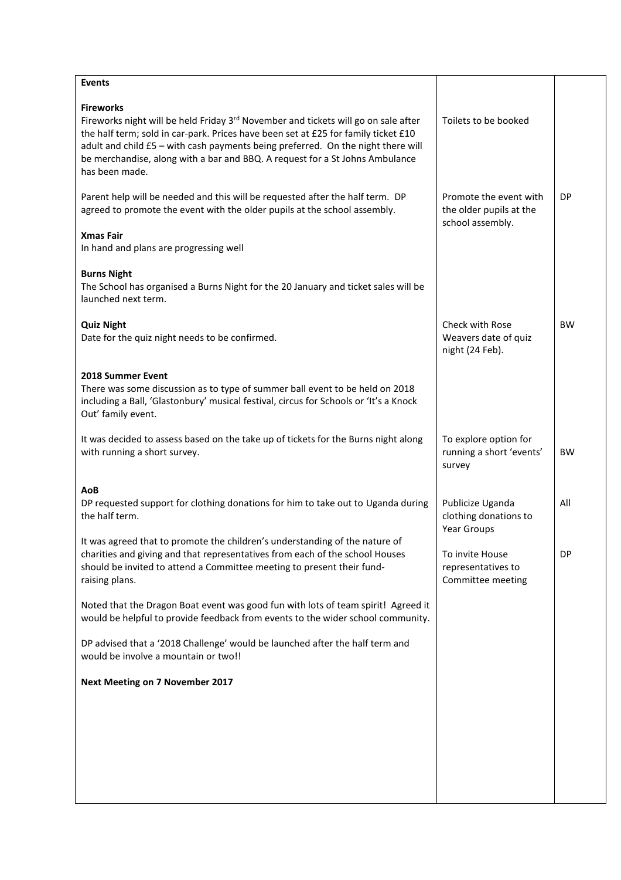| **Events** | | |
|---|---|---|
| **Fireworks**<br>Fireworks night will be held Friday 3rd November and tickets will go on sale after the half term; sold in car-park. Prices have been set at £25 for family ticket £10 adult and child £5 – with cash payments being preferred. On the night there will be merchandise, along with a bar and BBQ. A request for a St Johns Ambulance has been made. | Toilets to be booked | |
| Parent help will be needed and this will be requested after the half term. DP agreed to promote the event with the older pupils at the school assembly. | Promote the event with the older pupils at the school assembly. | DP |
| **Xmas Fair**<br>In hand and plans are progressing well | | |
| **Burns Night**<br>The School has organised a Burns Night for the 20 January and ticket sales will be launched next term. | | |
| **Quiz Night**<br>Date for the quiz night needs to be confirmed. | Check with Rose Weavers date of quiz night (24 Feb). | BW |
| **2018 Summer Event**<br>There was some discussion as to type of summer ball event to be held on 2018 including a Ball, 'Glastonbury' musical festival, circus for Schools or 'It's a Knock Out' family event. | | |
| It was decided to assess based on the take up of tickets for the Burns night along with running a short survey. | To explore option for running a short 'events' survey | BW |
| **AoB**<br>DP requested support for clothing donations for him to take out to Uganda during the half term. | Publicize Uganda clothing donations to Year Groups | All |
| It was agreed that to promote the children's understanding of the nature of charities and giving and that representatives from each of the school Houses should be invited to attend a Committee meeting to present their fund-raising plans. | To invite House representatives to Committee meeting | DP |
| Noted that the Dragon Boat event was good fun with lots of team spirit! Agreed it would be helpful to provide feedback from events to the wider school community. | | |
| DP advised that a '2018 Challenge' would be launched after the half term and would be involve a mountain or two!! | | |
| **Next Meeting on 7 November 2017** | | |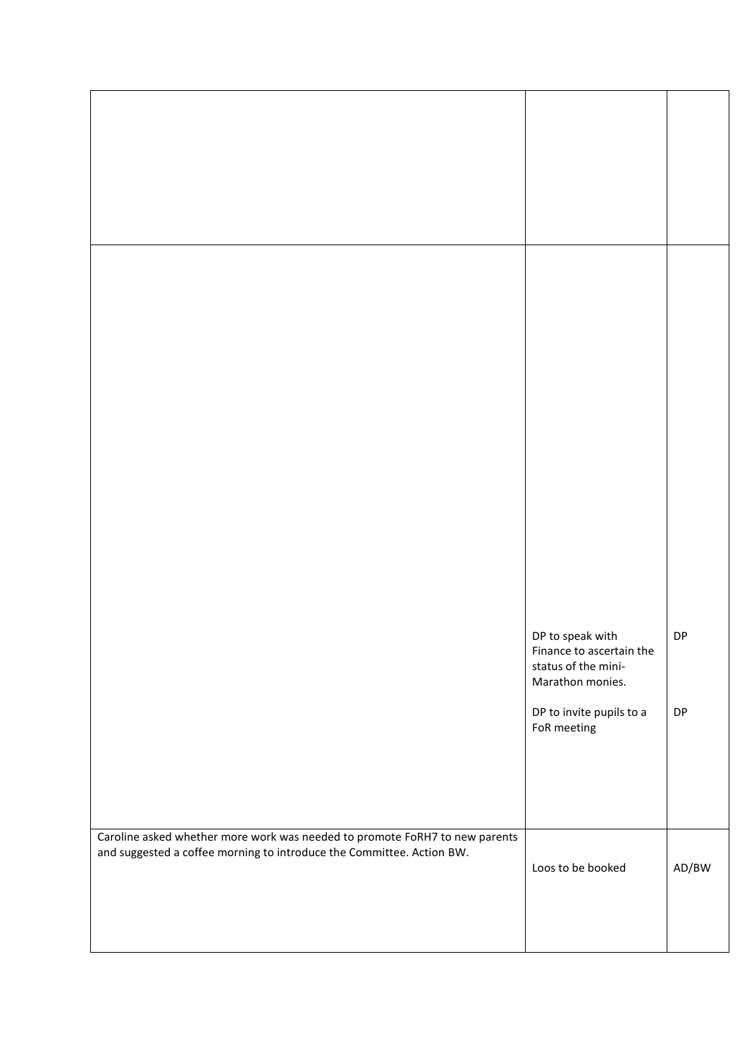| | | |
|---|---|---|
| | | |
| | DP to speak with Finance to ascertain the status of the mini-Marathon monies.<br><br>DP to invite pupils to a FoR meeting | DP<br><br>DP |
| Caroline asked whether more work was needed to promote FoRH7 to new parents and suggested a coffee morning to introduce the Committee. Action BW. | Loos to be booked | AD/BW |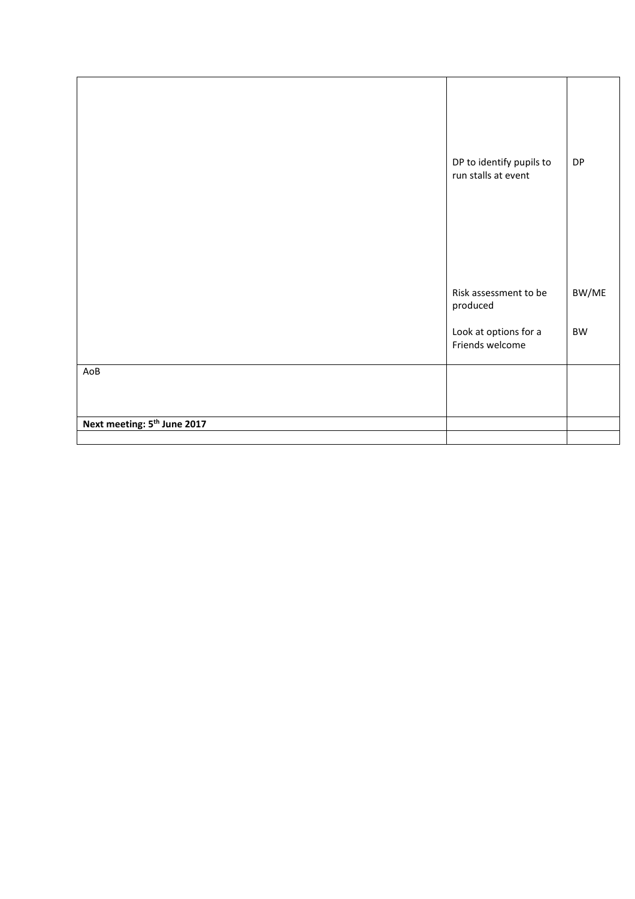| | | |
|---|---|---|
| | DP to identify pupils to run stalls at event | DP |
| | Risk assessment to be produced | BW/ME |
| | Look at options for a Friends welcome | BW |
| AoB | | |
| **Next meeting: 5th June 2017** | | |
| | | |